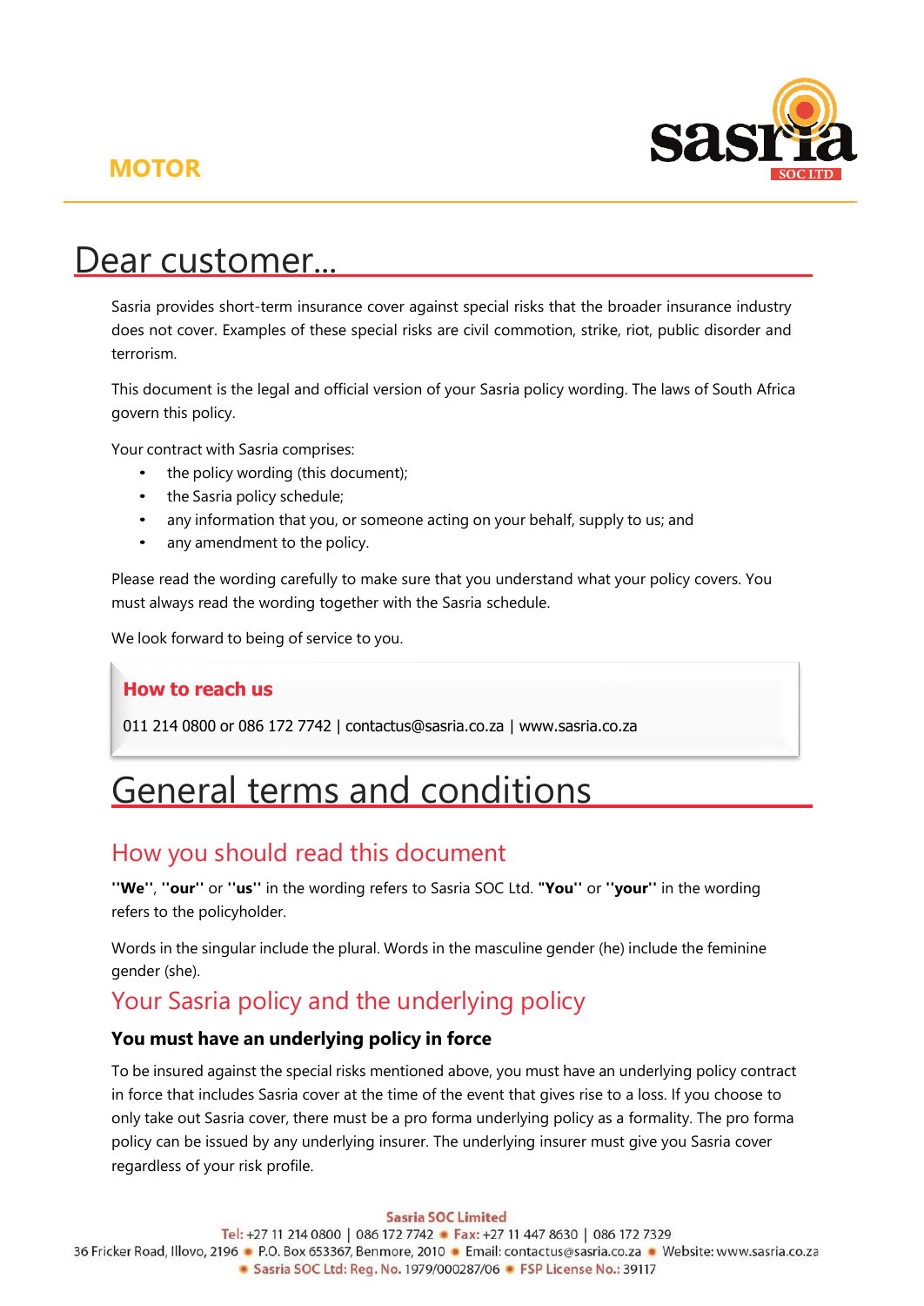MOTOR

# Dear customer...

Sasria provides short-term insurance cover against special risks that the broader insurance industry does not cover. Examples of these special risks are civil commotion, strike, riot, public disorder and terrorism.

This document is the legal and official version of your Sasria policy wording. The laws of South Africa govern this policy.

Your contract with Sasria comprises:

- the policy wording (this document);
- the Sasria policy schedule;
- any information that you, or someone acting on your behalf, supply to us; and
- any amendment to the policy.

Please read the wording carefully to make sure that you understand what your policy covers. You must always read the wording together with the Sasria schedule.

We look forward to being of service to you.

**How to reach us**

011 214 0800 or 086 172 7742 | contactus@sasria.co.za | www.sasria.co.za

# General terms and conditions

## How you should read this document

**"We"**, **"our"** or **"us"** in the wording refers to Sasria SOC Ltd. **"You"** or **"your"** in the wording refers to the policyholder.

Words in the singular include the plural. Words in the masculine gender (he) include the feminine gender (she).

## Your Sasria policy and the underlying policy

### You must have an underlying policy in force

To be insured against the special risks mentioned above, you must have an underlying policy contract in force that includes Sasria cover at the time of the event that gives rise to a loss. If you choose to only take out Sasria cover, there must be a pro forma underlying policy as a formality. The pro forma policy can be issued by any underlying insurer. The underlying insurer must give you Sasria cover regardless of your risk profile.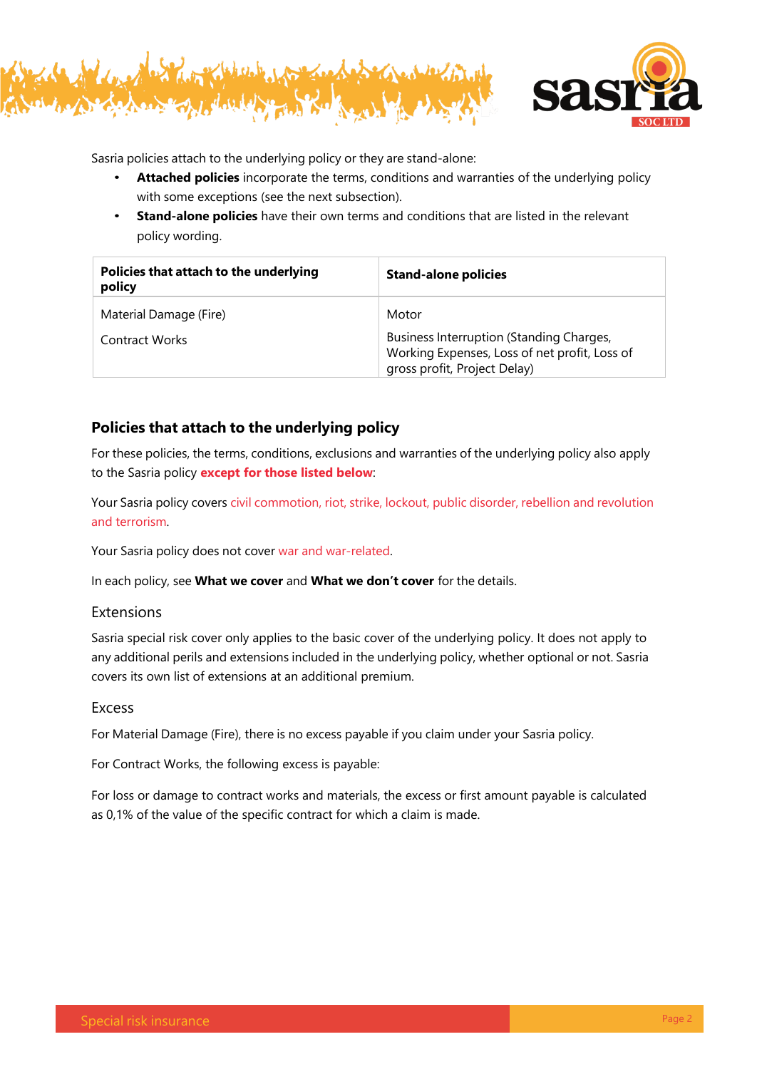Sasria policies attach to the underlying policy or they are stand-alone:

- **Attached policies** incorporate the terms, conditions and warranties of the underlying policy with some exceptions (see the next subsection).
- **Stand-alone policies** have their own terms and conditions that are listed in the relevant policy wording.

| **Policies that attach to the underlying policy** | **Stand-alone policies** |
|---|---|
| Material Damage (Fire) | Motor |
| Contract Works | Business Interruption (Standing Charges, Working Expenses, Loss of net profit, Loss of gross profit, Project Delay) |

## Policies that attach to the underlying policy

For these policies, the terms, conditions, exclusions and warranties of the underlying policy also apply to the Sasria policy **except for those listed below**:

Your Sasria policy covers civil commotion, riot, strike, lockout, public disorder, rebellion and revolution and terrorism.

Your Sasria policy does not cover war and war-related.

In each policy, see **What we cover** and **What we don't cover** for the details.

### Extensions

Sasria special risk cover only applies to the basic cover of the underlying policy. It does not apply to any additional perils and extensions included in the underlying policy, whether optional or not. Sasria covers its own list of extensions at an additional premium.

### Excess

For Material Damage (Fire), there is no excess payable if you claim under your Sasria policy.

For Contract Works, the following excess is payable:

For loss or damage to contract works and materials, the excess or first amount payable is calculated as 0,1% of the value of the specific contract for which a claim is made.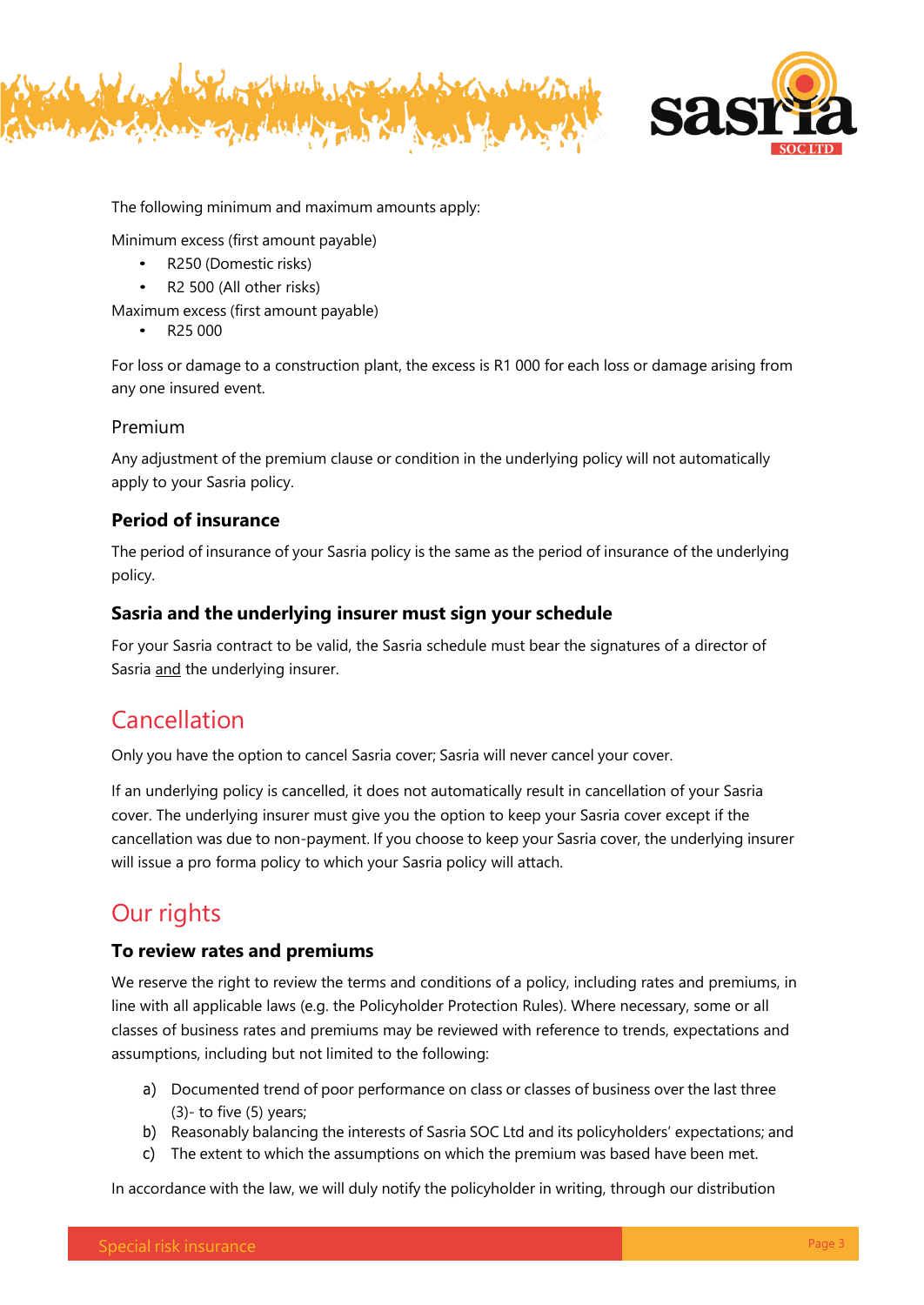The following minimum and maximum amounts apply:

Minimum excess (first amount payable)

- R250 (Domestic risks)
- R2 500 (All other risks)

Maximum excess (first amount payable)

- R25 000

For loss or damage to a construction plant, the excess is R1 000 for each loss or damage arising from any one insured event.

### Premium

Any adjustment of the premium clause or condition in the underlying policy will not automatically apply to your Sasria policy.

### **Period of insurance**

The period of insurance of your Sasria policy is the same as the period of insurance of the underlying policy.

### **Sasria and the underlying insurer must sign your schedule**

For your Sasria contract to be valid, the Sasria schedule must bear the signatures of a director of Sasria and the underlying insurer.

## Cancellation

Only you have the option to cancel Sasria cover; Sasria will never cancel your cover.

If an underlying policy is cancelled, it does not automatically result in cancellation of your Sasria cover. The underlying insurer must give you the option to keep your Sasria cover except if the cancellation was due to non-payment. If you choose to keep your Sasria cover, the underlying insurer will issue a pro forma policy to which your Sasria policy will attach.

## Our rights

### **To review rates and premiums**

We reserve the right to review the terms and conditions of a policy, including rates and premiums, in line with all applicable laws (e.g. the Policyholder Protection Rules). Where necessary, some or all classes of business rates and premiums may be reviewed with reference to trends, expectations and assumptions, including but not limited to the following:

a) Documented trend of poor performance on class or classes of business over the last three (3)- to five (5) years;
b) Reasonably balancing the interests of Sasria SOC Ltd and its policyholders' expectations; and
c) The extent to which the assumptions on which the premium was based have been met.

In accordance with the law, we will duly notify the policyholder in writing, through our distribution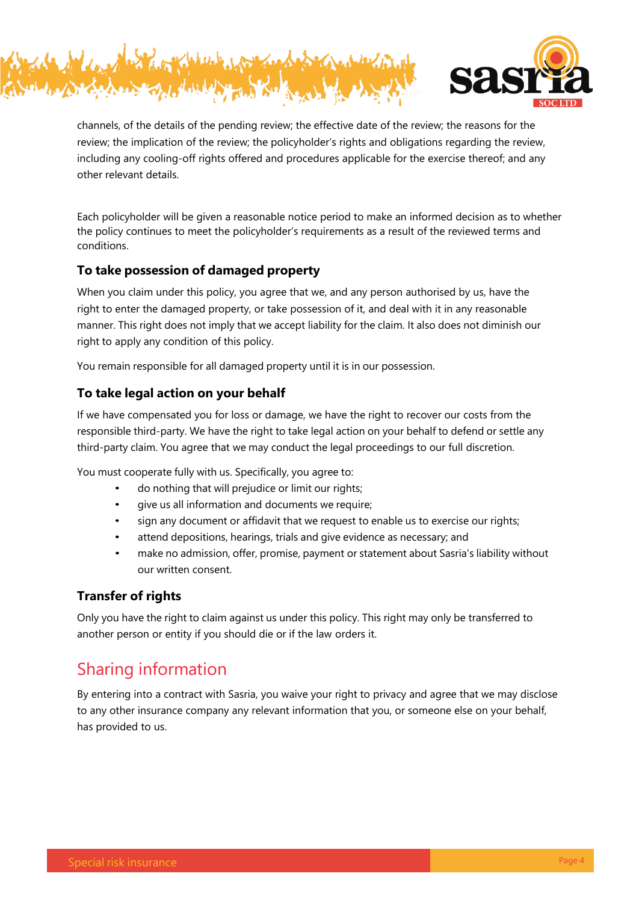channels, of the details of the pending review; the effective date of the review; the reasons for the review; the implication of the review; the policyholder's rights and obligations regarding the review, including any cooling-off rights offered and procedures applicable for the exercise thereof; and any other relevant details.

Each policyholder will be given a reasonable notice period to make an informed decision as to whether the policy continues to meet the policyholder's requirements as a result of the reviewed terms and conditions.

### To take possession of damaged property

When you claim under this policy, you agree that we, and any person authorised by us, have the right to enter the damaged property, or take possession of it, and deal with it in any reasonable manner. This right does not imply that we accept liability for the claim. It also does not diminish our right to apply any condition of this policy.

You remain responsible for all damaged property until it is in our possession.

### To take legal action on your behalf

If we have compensated you for loss or damage, we have the right to recover our costs from the responsible third-party. We have the right to take legal action on your behalf to defend or settle any third-party claim. You agree that we may conduct the legal proceedings to our full discretion.

You must cooperate fully with us. Specifically, you agree to:

- do nothing that will prejudice or limit our rights;
- give us all information and documents we require;
- sign any document or affidavit that we request to enable us to exercise our rights;
- attend depositions, hearings, trials and give evidence as necessary; and
- make no admission, offer, promise, payment or statement about Sasria's liability without our written consent.

### Transfer of rights

Only you have the right to claim against us under this policy. This right may only be transferred to another person or entity if you should die or if the law orders it.

## Sharing information

By entering into a contract with Sasria, you waive your right to privacy and agree that we may disclose to any other insurance company any relevant information that you, or someone else on your behalf, has provided to us.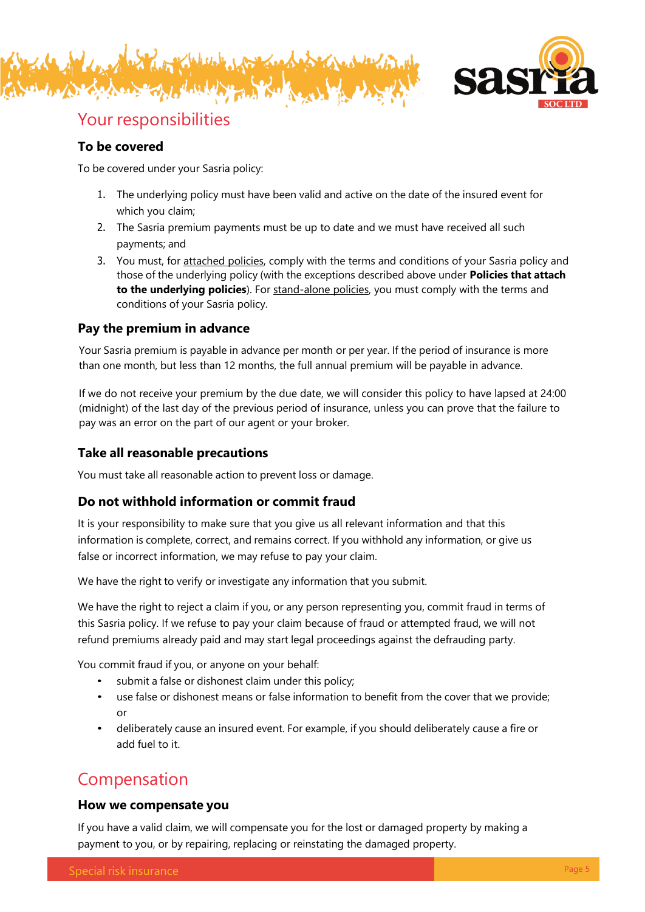# Your responsibilities

## To be covered

To be covered under your Sasria policy:

1. The underlying policy must have been valid and active on the date of the insured event for which you claim;
2. The Sasria premium payments must be up to date and we must have received all such payments; and
3. You must, for attached policies, comply with the terms and conditions of your Sasria policy and those of the underlying policy (with the exceptions described above under **Policies that attach to the underlying policies**). For stand-alone policies, you must comply with the terms and conditions of your Sasria policy.

## Pay the premium in advance

Your Sasria premium is payable in advance per month or per year. If the period of insurance is more than one month, but less than 12 months, the full annual premium will be payable in advance.

If we do not receive your premium by the due date, we will consider this policy to have lapsed at 24:00 (midnight) of the last day of the previous period of insurance, unless you can prove that the failure to pay was an error on the part of our agent or your broker.

## Take all reasonable precautions

You must take all reasonable action to prevent loss or damage.

## Do not withhold information or commit fraud

It is your responsibility to make sure that you give us all relevant information and that this information is complete, correct, and remains correct. If you withhold any information, or give us false or incorrect information, we may refuse to pay your claim.

We have the right to verify or investigate any information that you submit.

We have the right to reject a claim if you, or any person representing you, commit fraud in terms of this Sasria policy. If we refuse to pay your claim because of fraud or attempted fraud, we will not refund premiums already paid and may start legal proceedings against the defrauding party.

You commit fraud if you, or anyone on your behalf:

- submit a false or dishonest claim under this policy;
- use false or dishonest means or false information to benefit from the cover that we provide; or
- deliberately cause an insured event. For example, if you should deliberately cause a fire or add fuel to it.

# Compensation

## How we compensate you

If you have a valid claim, we will compensate you for the lost or damaged property by making a payment to you, or by repairing, replacing or reinstating the damaged property.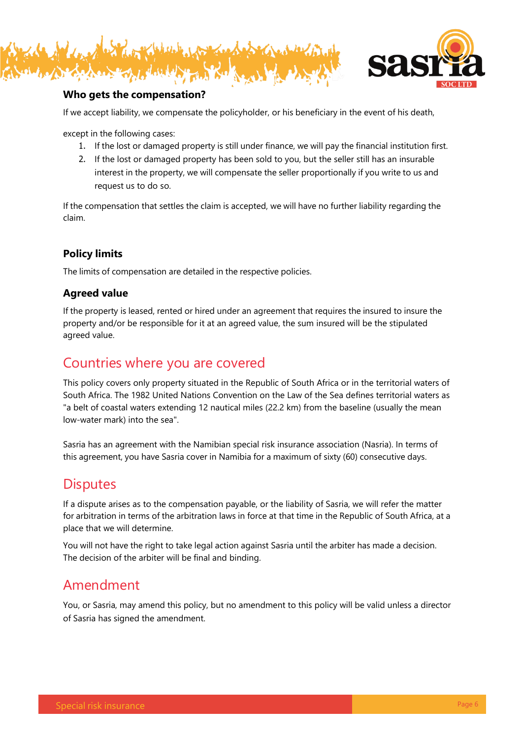### Who gets the compensation?

If we accept liability, we compensate the policyholder, or his beneficiary in the event of his death,

except in the following cases:

1. If the lost or damaged property is still under finance, we will pay the financial institution first.
2. If the lost or damaged property has been sold to you, but the seller still has an insurable interest in the property, we will compensate the seller proportionally if you write to us and request us to do so.

If the compensation that settles the claim is accepted, we will have no further liability regarding the claim.

### Policy limits

The limits of compensation are detailed in the respective policies.

### Agreed value

If the property is leased, rented or hired under an agreement that requires the insured to insure the property and/or be responsible for it at an agreed value, the sum insured will be the stipulated agreed value.

## Countries where you are covered

This policy covers only property situated in the Republic of South Africa or in the territorial waters of South Africa. The 1982 United Nations Convention on the Law of the Sea defines territorial waters as "a belt of coastal waters extending 12 nautical miles (22.2 km) from the baseline (usually the mean low-water mark) into the sea".

Sasria has an agreement with the Namibian special risk insurance association (Nasria). In terms of this agreement, you have Sasria cover in Namibia for a maximum of sixty (60) consecutive days.

## Disputes

If a dispute arises as to the compensation payable, or the liability of Sasria, we will refer the matter for arbitration in terms of the arbitration laws in force at that time in the Republic of South Africa, at a place that we will determine.

You will not have the right to take legal action against Sasria until the arbiter has made a decision. The decision of the arbiter will be final and binding.

## Amendment

You, or Sasria, may amend this policy, but no amendment to this policy will be valid unless a director of Sasria has signed the amendment.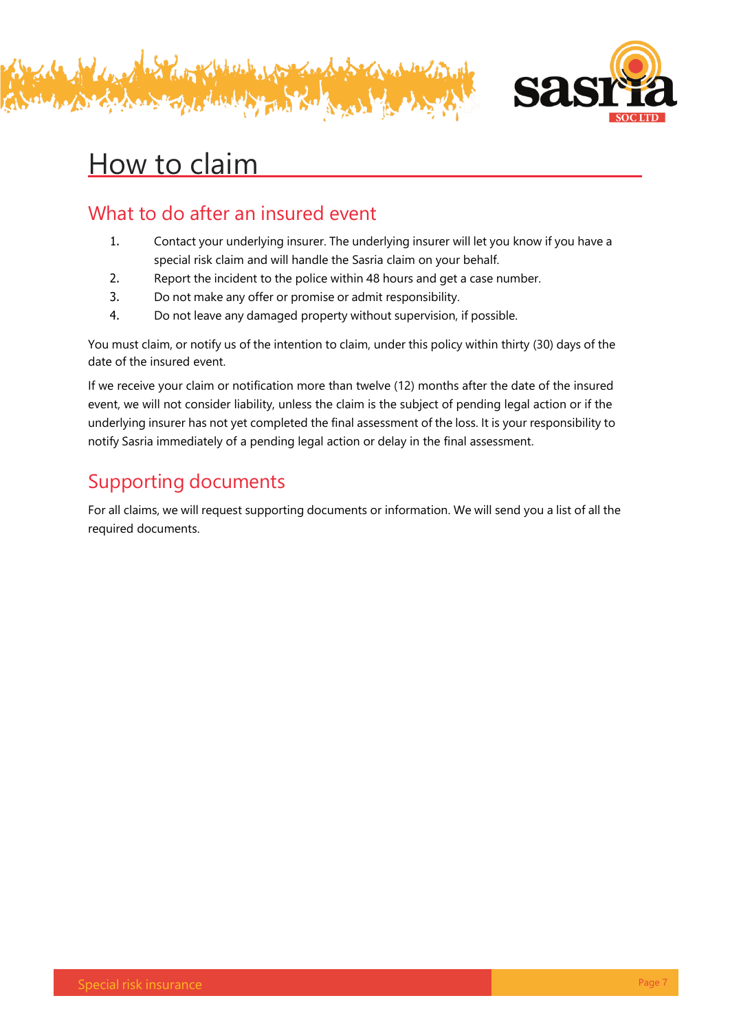# How to claim

## What to do after an insured event

1. Contact your underlying insurer. The underlying insurer will let you know if you have a special risk claim and will handle the Sasria claim on your behalf.
2. Report the incident to the police within 48 hours and get a case number.
3. Do not make any offer or promise or admit responsibility.
4. Do not leave any damaged property without supervision, if possible.

You must claim, or notify us of the intention to claim, under this policy within thirty (30) days of the date of the insured event.

If we receive your claim or notification more than twelve (12) months after the date of the insured event, we will not consider liability, unless the claim is the subject of pending legal action or if the underlying insurer has not yet completed the final assessment of the loss. It is your responsibility to notify Sasria immediately of a pending legal action or delay in the final assessment.

## Supporting documents

For all claims, we will request supporting documents or information. We will send you a list of all the required documents.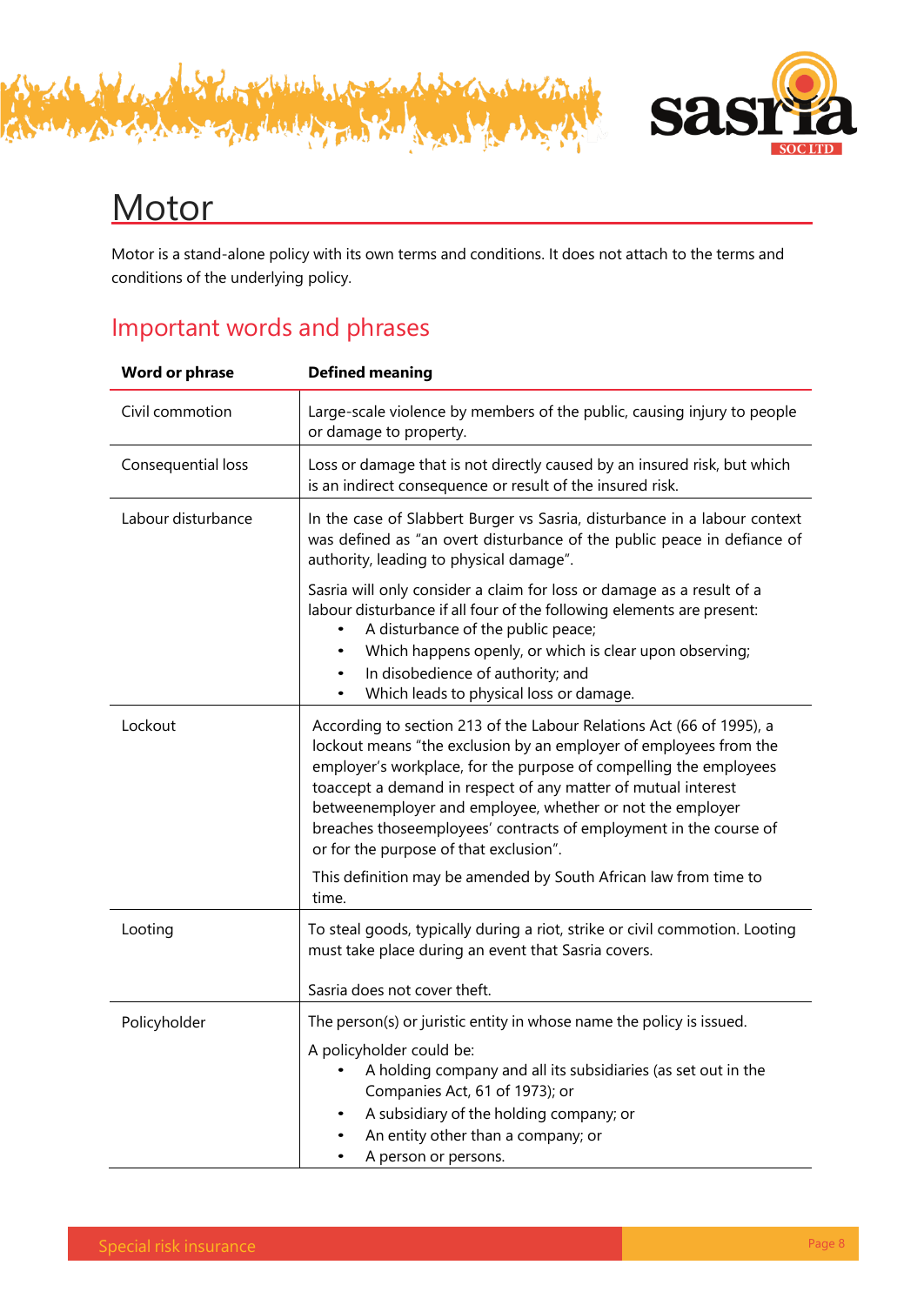# Motor

Motor is a stand-alone policy with its own terms and conditions. It does not attach to the terms and conditions of the underlying policy.

## Important words and phrases

| Word or phrase | Defined meaning |
|---|---|
| Civil commotion | Large-scale violence by members of the public, causing injury to people or damage to property. |
| Consequential loss | Loss or damage that is not directly caused by an insured risk, but which is an indirect consequence or result of the insured risk. |
| Labour disturbance | In the case of Slabbert Burger vs Sasria, disturbance in a labour context was defined as "an overt disturbance of the public peace in defiance of authority, leading to physical damage".<br><br>Sasria will only consider a claim for loss or damage as a result of a labour disturbance if all four of the following elements are present:<br>• A disturbance of the public peace;<br>• Which happens openly, or which is clear upon observing;<br>• In disobedience of authority; and<br>• Which leads to physical loss or damage. |
| Lockout | According to section 213 of the Labour Relations Act (66 of 1995), a lockout means "the exclusion by an employer of employees from the employer's workplace, for the purpose of compelling the employees toaccept a demand in respect of any matter of mutual interest betweenemployer and employee, whether or not the employer breaches thoseemployees' contracts of employment in the course of or for the purpose of that exclusion".<br><br>This definition may be amended by South African law from time to time. |
| Looting | To steal goods, typically during a riot, strike or civil commotion. Looting must take place during an event that Sasria covers.<br><br>Sasria does not cover theft. |
| Policyholder | The person(s) or juristic entity in whose name the policy is issued.<br><br>A policyholder could be:<br>• A holding company and all its subsidiaries (as set out in the Companies Act, 61 of 1973); or<br>• A subsidiary of the holding company; or<br>• An entity other than a company; or<br>• A person or persons. |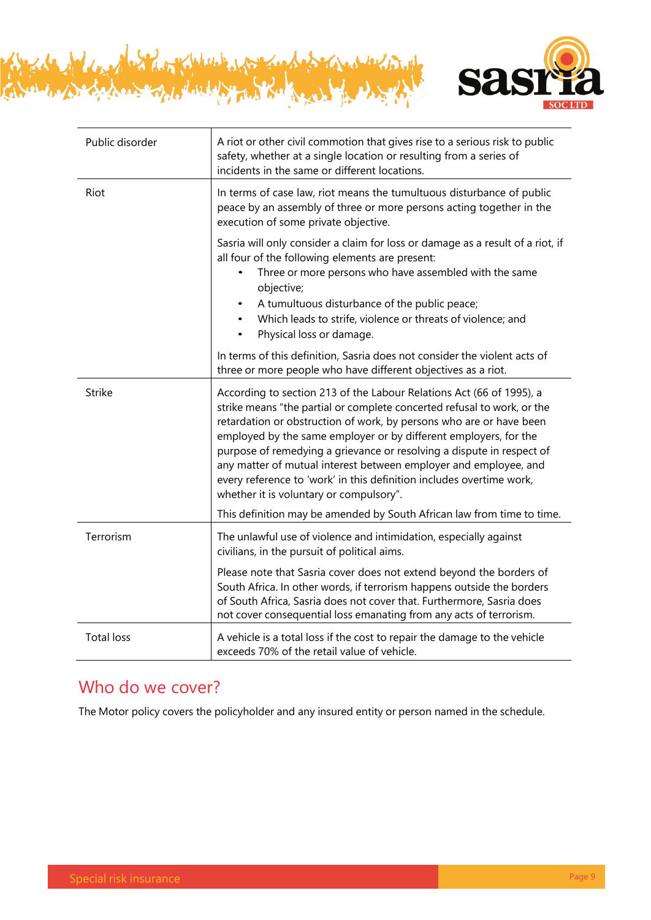| | |
|---|---|
| Public disorder | A riot or other civil commotion that gives rise to a serious risk to public safety, whether at a single location or resulting from a series of incidents in the same or different locations. |
| Riot | In terms of case law, riot means the tumultuous disturbance of public peace by an assembly of three or more persons acting together in the execution of some private objective.<br><br>Sasria will only consider a claim for loss or damage as a result of a riot, if all four of the following elements are present:<br>• Three or more persons who have assembled with the same objective;<br>• A tumultuous disturbance of the public peace;<br>• Which leads to strife, violence or threats of violence; and<br>• Physical loss or damage.<br><br>In terms of this definition, Sasria does not consider the violent acts of three or more people who have different objectives as a riot. |
| Strike | According to section 213 of the Labour Relations Act (66 of 1995), a strike means "the partial or complete concerted refusal to work, or the retardation or obstruction of work, by persons who are or have been employed by the same employer or by different employers, for the purpose of remedying a grievance or resolving a dispute in respect of any matter of mutual interest between employer and employee, and every reference to 'work' in this definition includes overtime work, whether it is voluntary or compulsory".<br><br>This definition may be amended by South African law from time to time. |
| Terrorism | The unlawful use of violence and intimidation, especially against civilians, in the pursuit of political aims.<br><br>Please note that Sasria cover does not extend beyond the borders of South Africa. In other words, if terrorism happens outside the borders of South Africa, Sasria does not cover that. Furthermore, Sasria does not cover consequential loss emanating from any acts of terrorism. |
| Total loss | A vehicle is a total loss if the cost to repair the damage to the vehicle exceeds 70% of the retail value of vehicle. |

## Who do we cover?

The Motor policy covers the policyholder and any insured entity or person named in the schedule.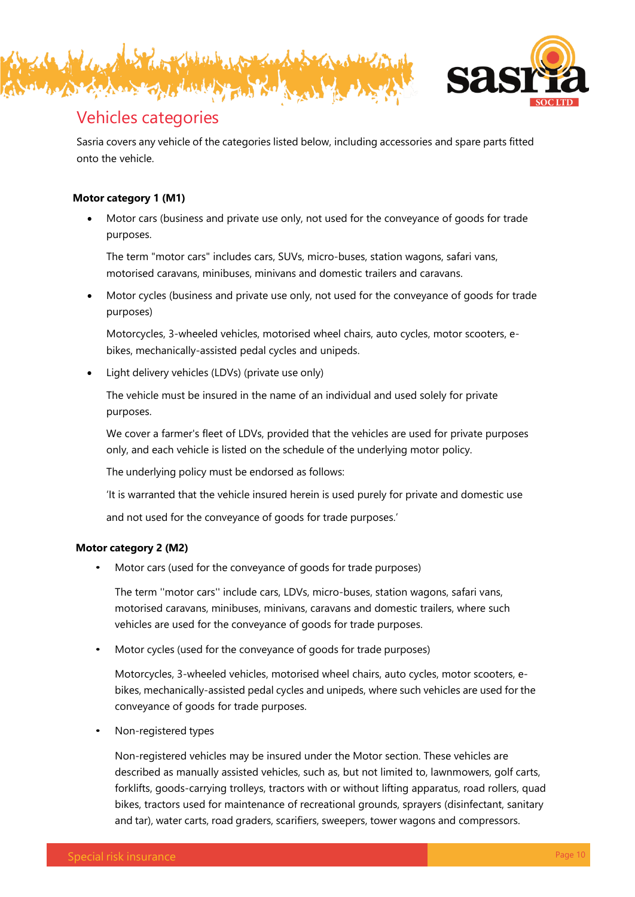## Vehicles categories

Sasria covers any vehicle of the categories listed below, including accessories and spare parts fitted onto the vehicle.

**Motor category 1 (M1)**

- Motor cars (business and private use only, not used for the conveyance of goods for trade purposes.

  The term "motor cars" includes cars, SUVs, micro-buses, station wagons, safari vans, motorised caravans, minibuses, minivans and domestic trailers and caravans.

- Motor cycles (business and private use only, not used for the conveyance of goods for trade purposes)

  Motorcycles, 3-wheeled vehicles, motorised wheel chairs, auto cycles, motor scooters, e-bikes, mechanically-assisted pedal cycles and unipeds.

- Light delivery vehicles (LDVs) (private use only)

  The vehicle must be insured in the name of an individual and used solely for private purposes.

  We cover a farmer's fleet of LDVs, provided that the vehicles are used for private purposes only, and each vehicle is listed on the schedule of the underlying motor policy.

  The underlying policy must be endorsed as follows:

  'It is warranted that the vehicle insured herein is used purely for private and domestic use and not used for the conveyance of goods for trade purposes.'

**Motor category 2 (M2)**

- Motor cars (used for the conveyance of goods for trade purposes)

  The term "motor cars" include cars, LDVs, micro-buses, station wagons, safari vans, motorised caravans, minibuses, minivans, caravans and domestic trailers, where such vehicles are used for the conveyance of goods for trade purposes.

- Motor cycles (used for the conveyance of goods for trade purposes)

  Motorcycles, 3-wheeled vehicles, motorised wheel chairs, auto cycles, motor scooters, e-bikes, mechanically-assisted pedal cycles and unipeds, where such vehicles are used for the conveyance of goods for trade purposes.

- Non-registered types

  Non-registered vehicles may be insured under the Motor section. These vehicles are described as manually assisted vehicles, such as, but not limited to, lawnmowers, golf carts, forklifts, goods-carrying trolleys, tractors with or without lifting apparatus, road rollers, quad bikes, tractors used for maintenance of recreational grounds, sprayers (disinfectant, sanitary and tar), water carts, road graders, scarifiers, sweepers, tower wagons and compressors.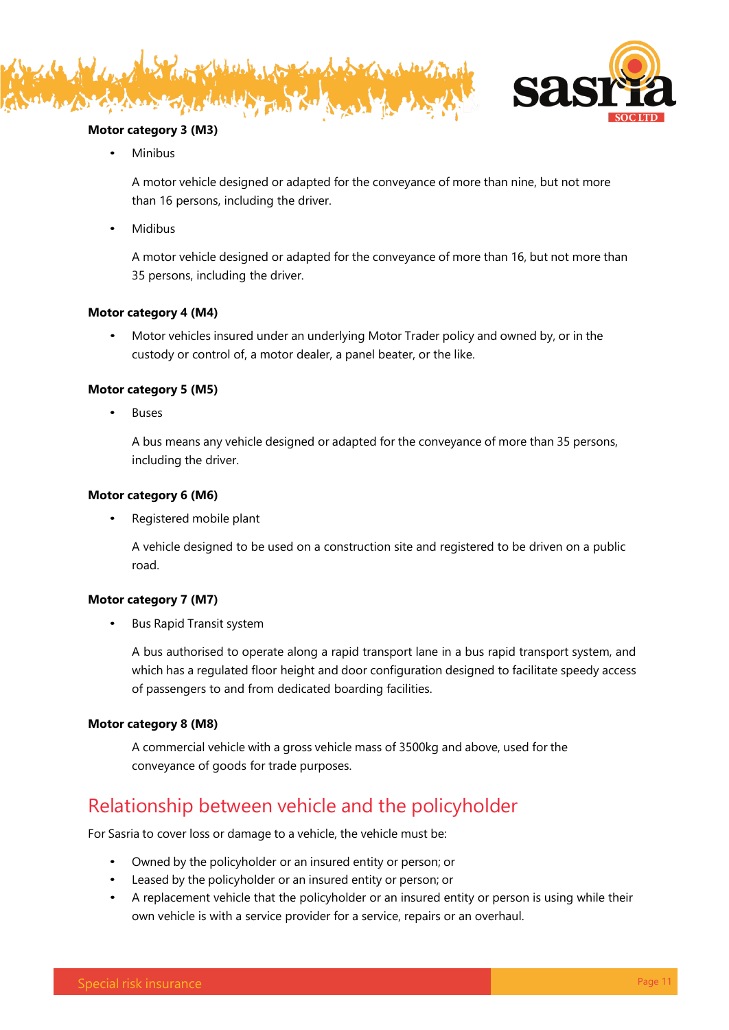**Motor category 3 (M3)**

- Minibus

  A motor vehicle designed or adapted for the conveyance of more than nine, but not more than 16 persons, including the driver.

- Midibus

  A motor vehicle designed or adapted for the conveyance of more than 16, but not more than 35 persons, including the driver.

**Motor category 4 (M4)**

- Motor vehicles insured under an underlying Motor Trader policy and owned by, or in the custody or control of, a motor dealer, a panel beater, or the like.

**Motor category 5 (M5)**

- Buses

  A bus means any vehicle designed or adapted for the conveyance of more than 35 persons, including the driver.

**Motor category 6 (M6)**

- Registered mobile plant

  A vehicle designed to be used on a construction site and registered to be driven on a public road.

**Motor category 7 (M7)**

- Bus Rapid Transit system

  A bus authorised to operate along a rapid transport lane in a bus rapid transport system, and which has a regulated floor height and door configuration designed to facilitate speedy access of passengers to and from dedicated boarding facilities.

**Motor category 8 (M8)**

A commercial vehicle with a gross vehicle mass of 3500kg and above, used for the conveyance of goods for trade purposes.

## Relationship between vehicle and the policyholder

For Sasria to cover loss or damage to a vehicle, the vehicle must be:

- Owned by the policyholder or an insured entity or person; or
- Leased by the policyholder or an insured entity or person; or
- A replacement vehicle that the policyholder or an insured entity or person is using while their own vehicle is with a service provider for a service, repairs or an overhaul.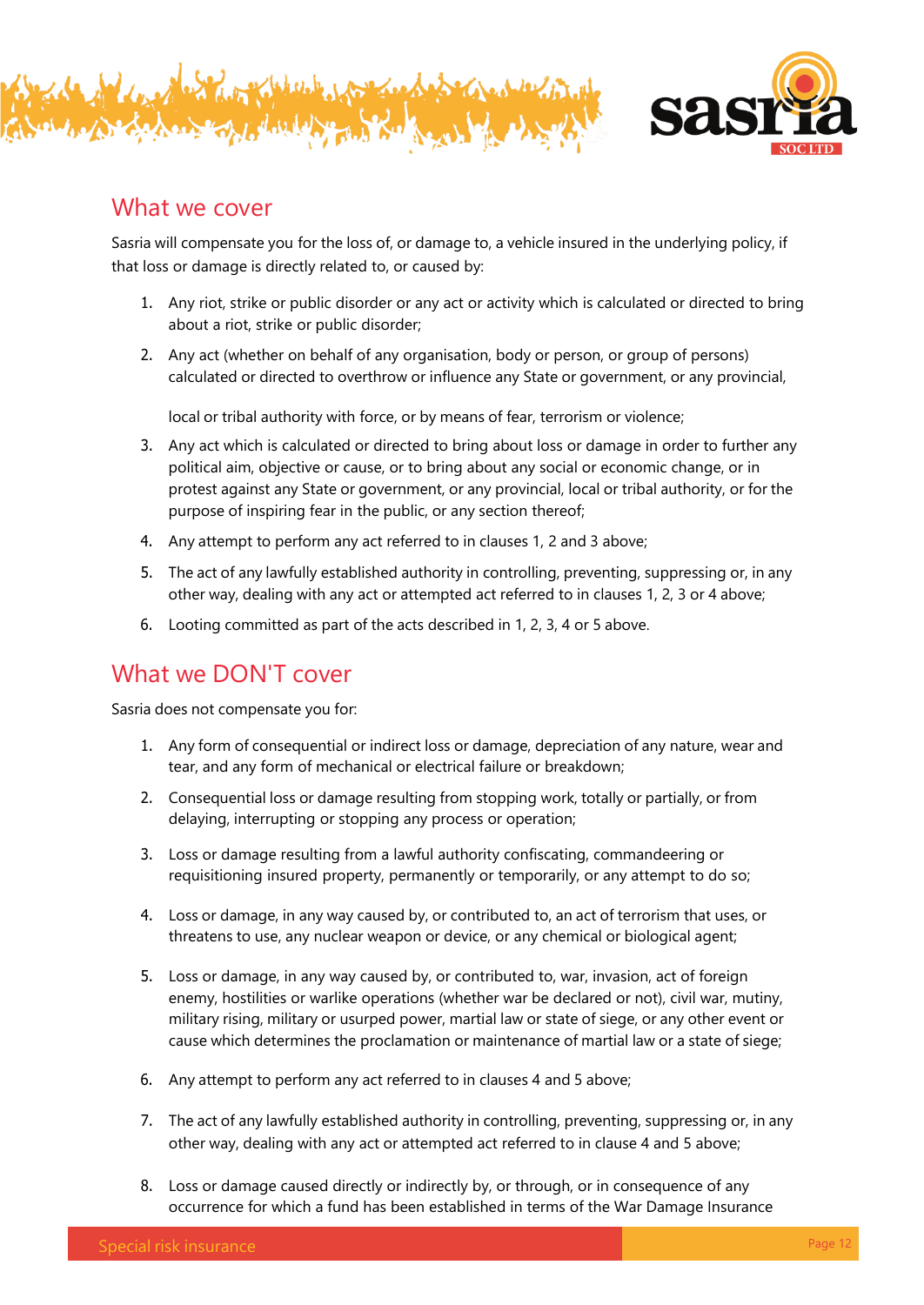## What we cover

Sasria will compensate you for the loss of, or damage to, a vehicle insured in the underlying policy, if that loss or damage is directly related to, or caused by:

1. Any riot, strike or public disorder or any act or activity which is calculated or directed to bring about a riot, strike or public disorder;
2. Any act (whether on behalf of any organisation, body or person, or group of persons) calculated or directed to overthrow or influence any State or government, or any provincial, local or tribal authority with force, or by means of fear, terrorism or violence;
3. Any act which is calculated or directed to bring about loss or damage in order to further any political aim, objective or cause, or to bring about any social or economic change, or in protest against any State or government, or any provincial, local or tribal authority, or for the purpose of inspiring fear in the public, or any section thereof;
4. Any attempt to perform any act referred to in clauses 1, 2 and 3 above;
5. The act of any lawfully established authority in controlling, preventing, suppressing or, in any other way, dealing with any act or attempted act referred to in clauses 1, 2, 3 or 4 above;
6. Looting committed as part of the acts described in 1, 2, 3, 4 or 5 above.

## What we DON'T cover

Sasria does not compensate you for:

1. Any form of consequential or indirect loss or damage, depreciation of any nature, wear and tear, and any form of mechanical or electrical failure or breakdown;
2. Consequential loss or damage resulting from stopping work, totally or partially, or from delaying, interrupting or stopping any process or operation;
3. Loss or damage resulting from a lawful authority confiscating, commandeering or requisitioning insured property, permanently or temporarily, or any attempt to do so;
4. Loss or damage, in any way caused by, or contributed to, an act of terrorism that uses, or threatens to use, any nuclear weapon or device, or any chemical or biological agent;
5. Loss or damage, in any way caused by, or contributed to, war, invasion, act of foreign enemy, hostilities or warlike operations (whether war be declared or not), civil war, mutiny, military rising, military or usurped power, martial law or state of siege, or any other event or cause which determines the proclamation or maintenance of martial law or a state of siege;
6. Any attempt to perform any act referred to in clauses 4 and 5 above;
7. The act of any lawfully established authority in controlling, preventing, suppressing or, in any other way, dealing with any act or attempted act referred to in clause 4 and 5 above;
8. Loss or damage caused directly or indirectly by, or through, or in consequence of any occurrence for which a fund has been established in terms of the War Damage Insurance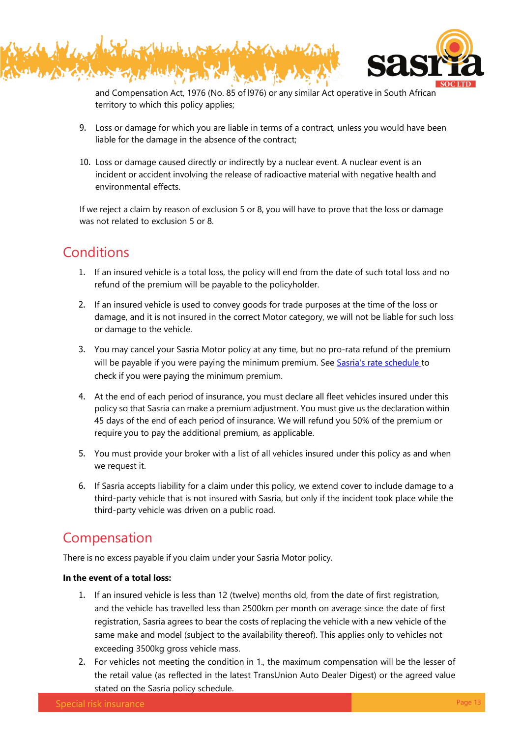and Compensation Act, 1976 (No. 85 of l976) or any similar Act operative in South African territory to which this policy applies;

9. Loss or damage for which you are liable in terms of a contract, unless you would have been liable for the damage in the absence of the contract;

10. Loss or damage caused directly or indirectly by a nuclear event. A nuclear event is an incident or accident involving the release of radioactive material with negative health and environmental effects.

If we reject a claim by reason of exclusion 5 or 8, you will have to prove that the loss or damage was not related to exclusion 5 or 8.

## Conditions

1. If an insured vehicle is a total loss, the policy will end from the date of such total loss and no refund of the premium will be payable to the policyholder.
2. If an insured vehicle is used to convey goods for trade purposes at the time of the loss or damage, and it is not insured in the correct Motor category, we will not be liable for such loss or damage to the vehicle.
3. You may cancel your Sasria Motor policy at any time, but no pro-rata refund of the premium will be payable if you were paying the minimum premium. See [Sasria's rate schedule](#) to check if you were paying the minimum premium.
4. At the end of each period of insurance, you must declare all fleet vehicles insured under this policy so that Sasria can make a premium adjustment. You must give us the declaration within 45 days of the end of each period of insurance. We will refund you 50% of the premium or require you to pay the additional premium, as applicable.
5. You must provide your broker with a list of all vehicles insured under this policy as and when we request it.
6. If Sasria accepts liability for a claim under this policy, we extend cover to include damage to a third-party vehicle that is not insured with Sasria, but only if the incident took place while the third-party vehicle was driven on a public road.

## Compensation

There is no excess payable if you claim under your Sasria Motor policy.

**In the event of a total loss:**

1. If an insured vehicle is less than 12 (twelve) months old, from the date of first registration, and the vehicle has travelled less than 2500km per month on average since the date of first registration, Sasria agrees to bear the costs of replacing the vehicle with a new vehicle of the same make and model (subject to the availability thereof). This applies only to vehicles not exceeding 3500kg gross vehicle mass.
2. For vehicles not meeting the condition in 1., the maximum compensation will be the lesser of the retail value (as reflected in the latest TransUnion Auto Dealer Digest) or the agreed value stated on the Sasria policy schedule.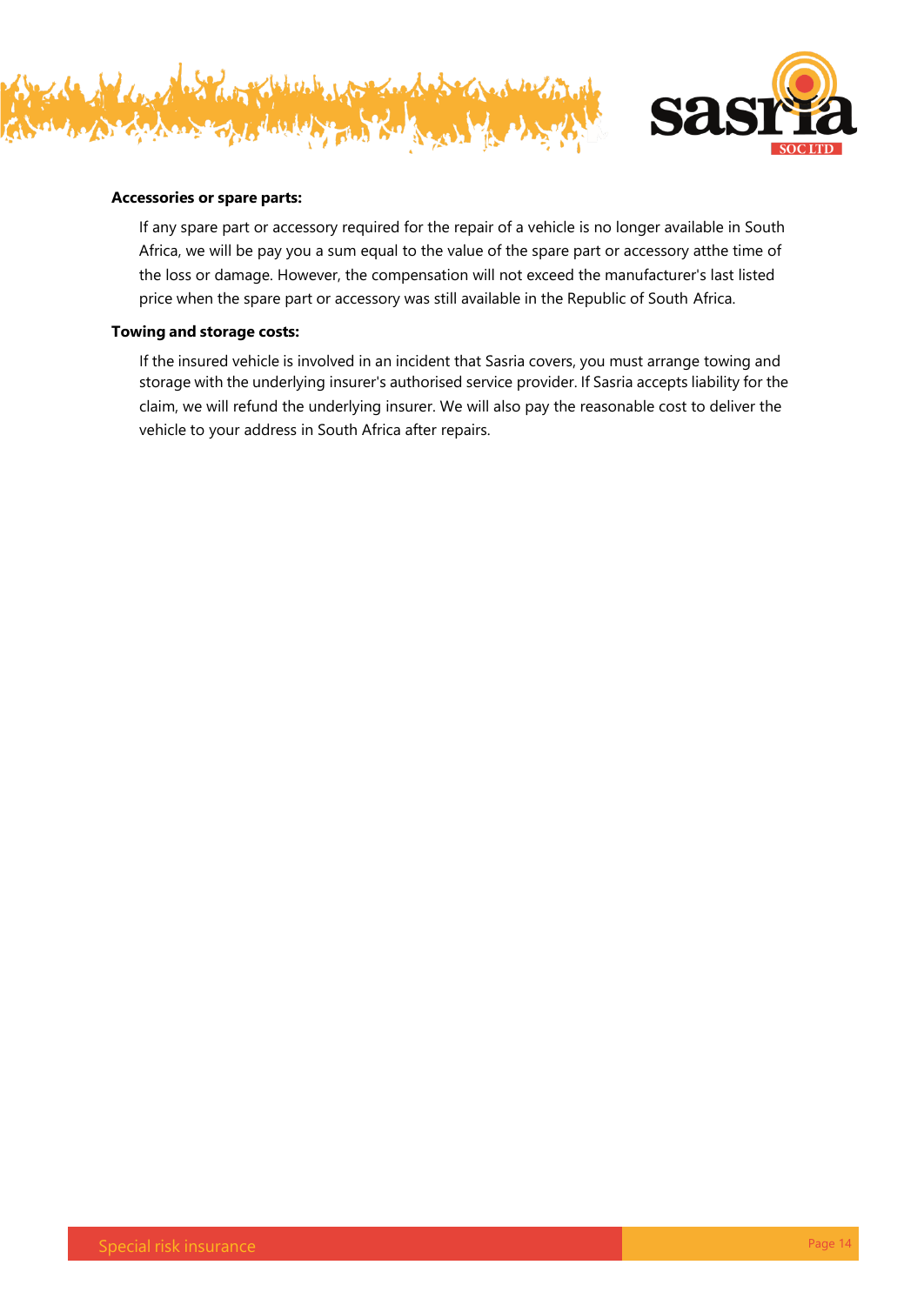**Accessories or spare parts:**

If any spare part or accessory required for the repair of a vehicle is no longer available in South Africa, we will be pay you a sum equal to the value of the spare part or accessory atthe time of the loss or damage. However, the compensation will not exceed the manufacturer's last listed price when the spare part or accessory was still available in the Republic of South Africa.

**Towing and storage costs:**

If the insured vehicle is involved in an incident that Sasria covers, you must arrange towing and storage with the underlying insurer's authorised service provider. If Sasria accepts liability for the claim, we will refund the underlying insurer. We will also pay the reasonable cost to deliver the vehicle to your address in South Africa after repairs.